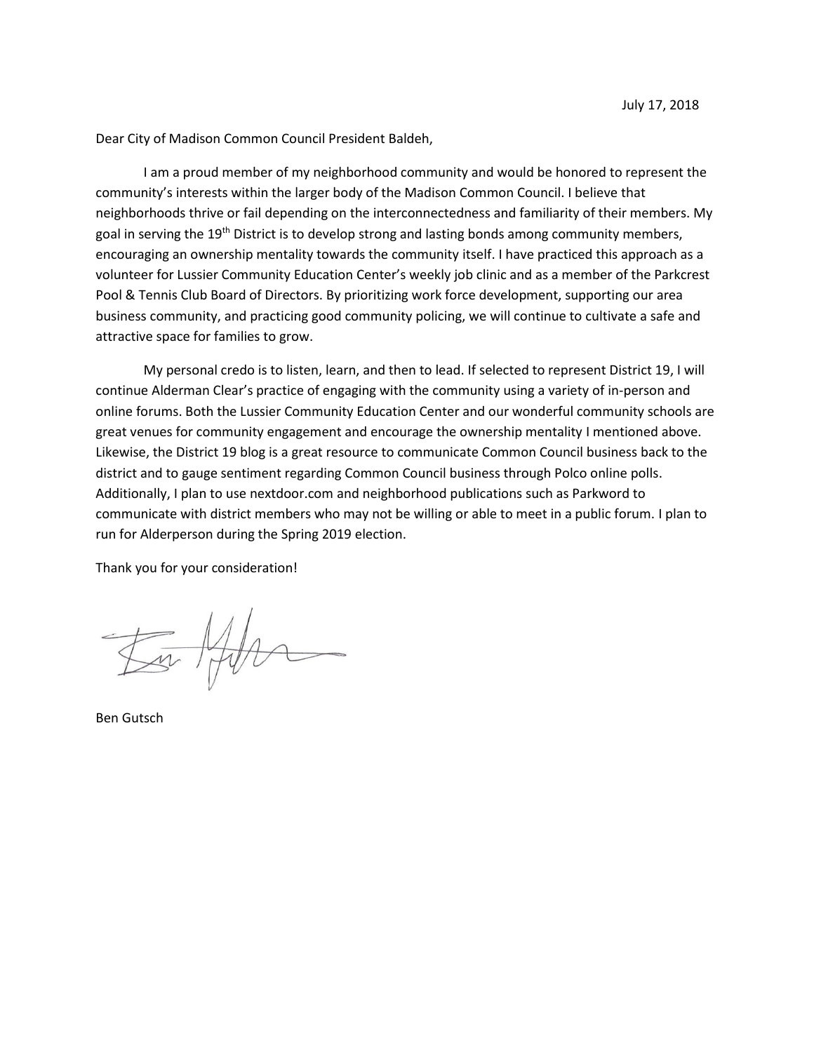July 17, 2018

Dear City of Madison Common Council President Baldeh,

I am a proud member of my neighborhood community and would be honored to represent the community's interests within the larger body of the Madison Common Council. I believe that neighborhoods thrive or fail depending on the interconnectedness and familiarity of their members. My goal in serving the 19th District is to develop strong and lasting bonds among community members, encouraging an ownership mentality towards the community itself. I have practiced this approach as a volunteer for Lussier Community Education Center's weekly job clinic and as a member of the Parkcrest Pool & Tennis Club Board of Directors. By prioritizing work force development, supporting our area business community, and practicing good community policing, we will continue to cultivate a safe and attractive space for families to grow.

My personal credo is to listen, learn, and then to lead. If selected to represent District 19, I will continue Alderman Clear's practice of engaging with the community using a variety of in-person and online forums. Both the Lussier Community Education Center and our wonderful community schools are great venues for community engagement and encourage the ownership mentality I mentioned above. Likewise, the District 19 blog is a great resource to communicate Common Council business back to the district and to gauge sentiment regarding Common Council business through Polco online polls. Additionally, I plan to use nextdoor.com and neighborhood publications such as Parkword to communicate with district members who may not be willing or able to meet in a public forum. I plan to run for Alderperson during the Spring 2019 election.

Thank you for your consideration!

Ben Gutsch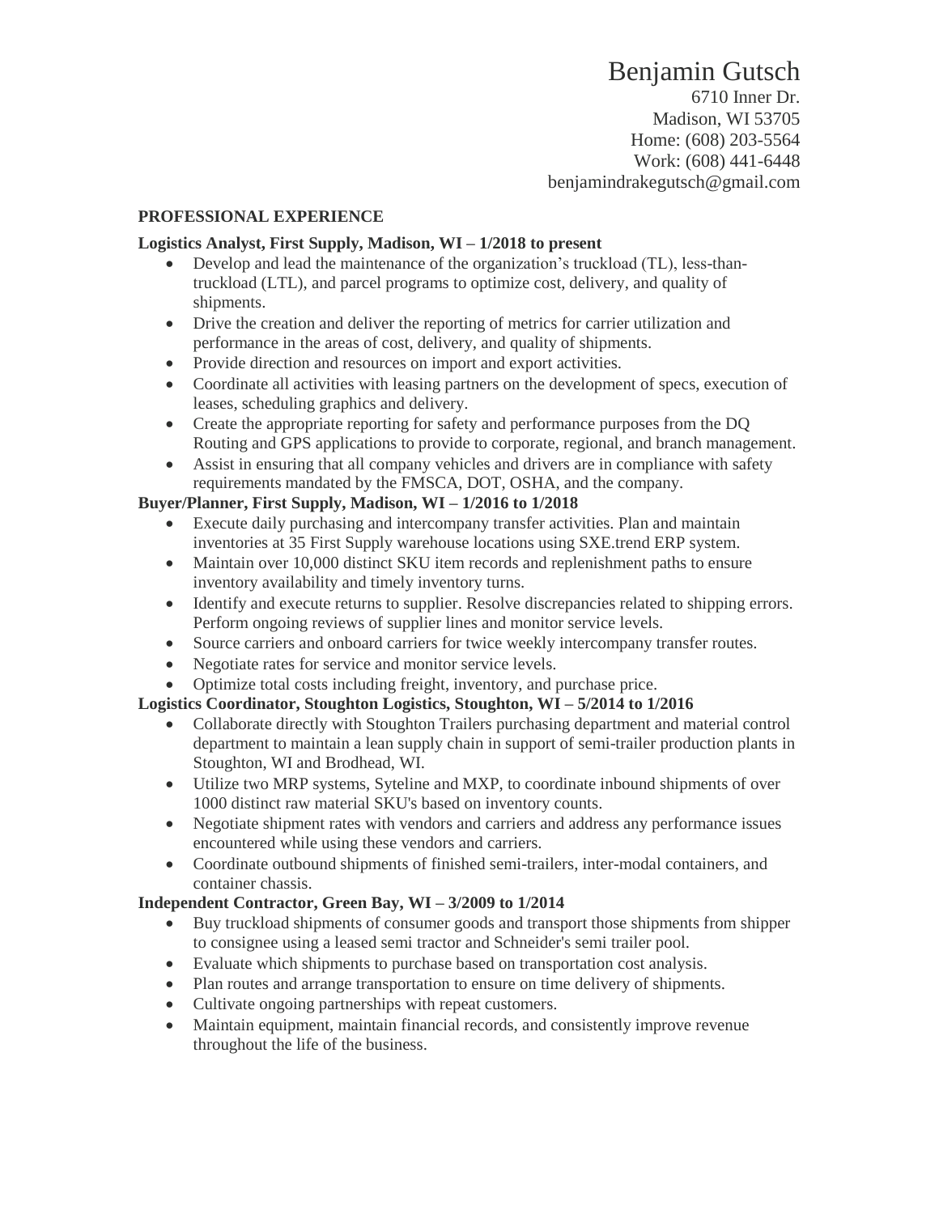# Benjamin Gutsch

6710 Inner Dr.
Madison, WI 53705
Home: (608) 203-5564
Work: (608) 441-6448
benjamindrakegutsch@gmail.com

## PROFESSIONAL EXPERIENCE

**Logistics Analyst, First Supply, Madison, WI – 1/2018 to present**

- Develop and lead the maintenance of the organization's truckload (TL), less-than-truckload (LTL), and parcel programs to optimize cost, delivery, and quality of shipments.
- Drive the creation and deliver the reporting of metrics for carrier utilization and performance in the areas of cost, delivery, and quality of shipments.
- Provide direction and resources on import and export activities.
- Coordinate all activities with leasing partners on the development of specs, execution of leases, scheduling graphics and delivery.
- Create the appropriate reporting for safety and performance purposes from the DQ Routing and GPS applications to provide to corporate, regional, and branch management.
- Assist in ensuring that all company vehicles and drivers are in compliance with safety requirements mandated by the FMSCA, DOT, OSHA, and the company.

**Buyer/Planner, First Supply, Madison, WI – 1/2016 to 1/2018**

- Execute daily purchasing and intercompany transfer activities. Plan and maintain inventories at 35 First Supply warehouse locations using SXE.trend ERP system.
- Maintain over 10,000 distinct SKU item records and replenishment paths to ensure inventory availability and timely inventory turns.
- Identify and execute returns to supplier. Resolve discrepancies related to shipping errors. Perform ongoing reviews of supplier lines and monitor service levels.
- Source carriers and onboard carriers for twice weekly intercompany transfer routes.
- Negotiate rates for service and monitor service levels.
- Optimize total costs including freight, inventory, and purchase price.

**Logistics Coordinator, Stoughton Logistics, Stoughton, WI – 5/2014 to 1/2016**

- Collaborate directly with Stoughton Trailers purchasing department and material control department to maintain a lean supply chain in support of semi-trailer production plants in Stoughton, WI and Brodhead, WI.
- Utilize two MRP systems, Syteline and MXP, to coordinate inbound shipments of over 1000 distinct raw material SKU's based on inventory counts.
- Negotiate shipment rates with vendors and carriers and address any performance issues encountered while using these vendors and carriers.
- Coordinate outbound shipments of finished semi-trailers, inter-modal containers, and container chassis.

**Independent Contractor, Green Bay, WI – 3/2009 to 1/2014**

- Buy truckload shipments of consumer goods and transport those shipments from shipper to consignee using a leased semi tractor and Schneider's semi trailer pool.
- Evaluate which shipments to purchase based on transportation cost analysis.
- Plan routes and arrange transportation to ensure on time delivery of shipments.
- Cultivate ongoing partnerships with repeat customers.
- Maintain equipment, maintain financial records, and consistently improve revenue throughout the life of the business.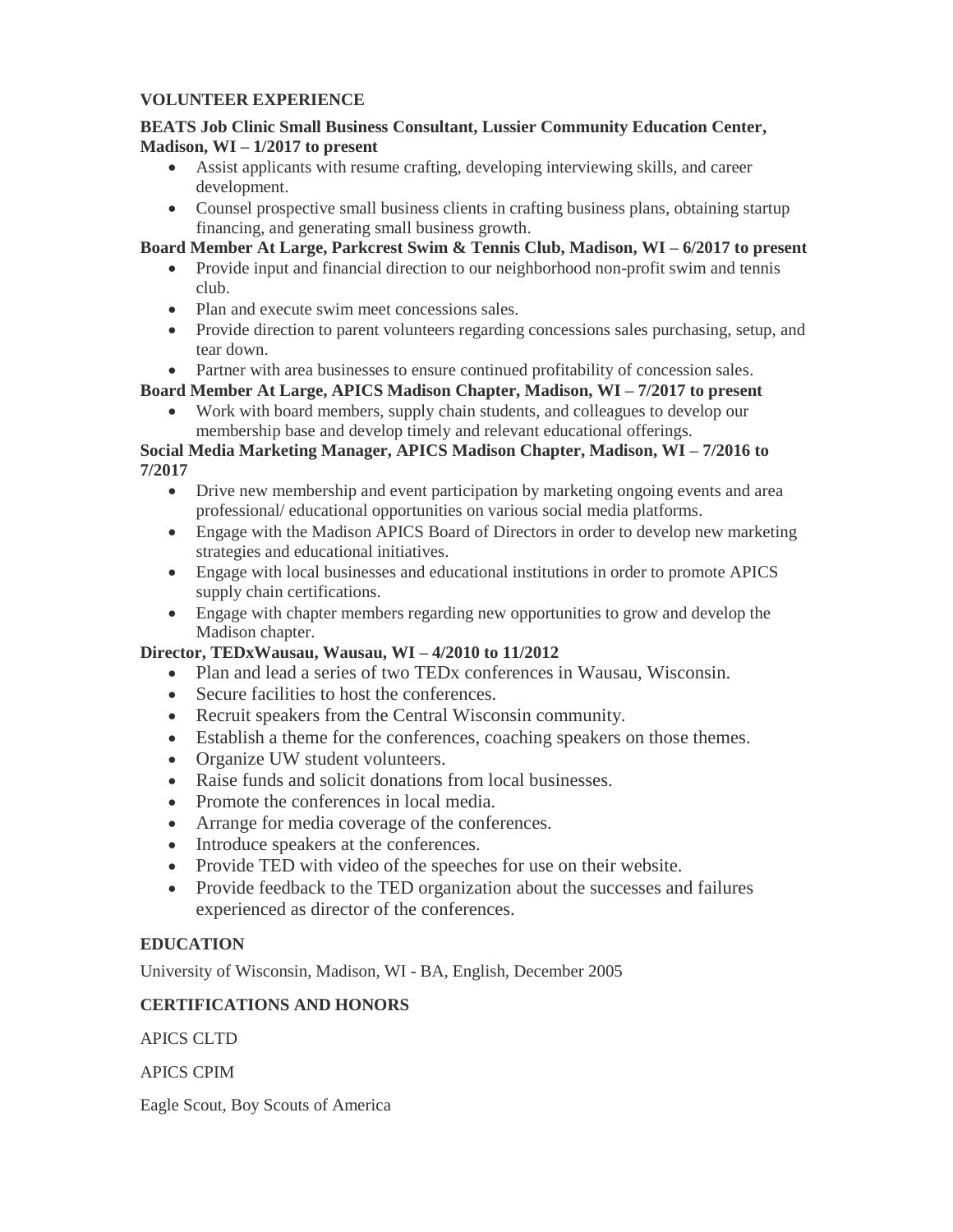## VOLUNTEER EXPERIENCE

**BEATS Job Clinic Small Business Consultant, Lussier Community Education Center, Madison, WI – 1/2017 to present**

- Assist applicants with resume crafting, developing interviewing skills, and career development.
- Counsel prospective small business clients in crafting business plans, obtaining startup financing, and generating small business growth.

**Board Member At Large, Parkcrest Swim & Tennis Club, Madison, WI – 6/2017 to present**

- Provide input and financial direction to our neighborhood non-profit swim and tennis club.
- Plan and execute swim meet concessions sales.
- Provide direction to parent volunteers regarding concessions sales purchasing, setup, and tear down.
- Partner with area businesses to ensure continued profitability of concession sales.

**Board Member At Large, APICS Madison Chapter, Madison, WI – 7/2017 to present**

- Work with board members, supply chain students, and colleagues to develop our membership base and develop timely and relevant educational offerings.

**Social Media Marketing Manager, APICS Madison Chapter, Madison, WI – 7/2016 to 7/2017**

- Drive new membership and event participation by marketing ongoing events and area professional/ educational opportunities on various social media platforms.
- Engage with the Madison APICS Board of Directors in order to develop new marketing strategies and educational initiatives.
- Engage with local businesses and educational institutions in order to promote APICS supply chain certifications.
- Engage with chapter members regarding new opportunities to grow and develop the Madison chapter.

**Director, TEDxWausau, Wausau, WI – 4/2010 to 11/2012**

- Plan and lead a series of two TEDx conferences in Wausau, Wisconsin.
- Secure facilities to host the conferences.
- Recruit speakers from the Central Wisconsin community.
- Establish a theme for the conferences, coaching speakers on those themes.
- Organize UW student volunteers.
- Raise funds and solicit donations from local businesses.
- Promote the conferences in local media.
- Arrange for media coverage of the conferences.
- Introduce speakers at the conferences.
- Provide TED with video of the speeches for use on their website.
- Provide feedback to the TED organization about the successes and failures experienced as director of the conferences.

## EDUCATION

University of Wisconsin, Madison, WI - BA, English, December 2005

## CERTIFICATIONS AND HONORS

APICS CLTD

APICS CPIM

Eagle Scout, Boy Scouts of America